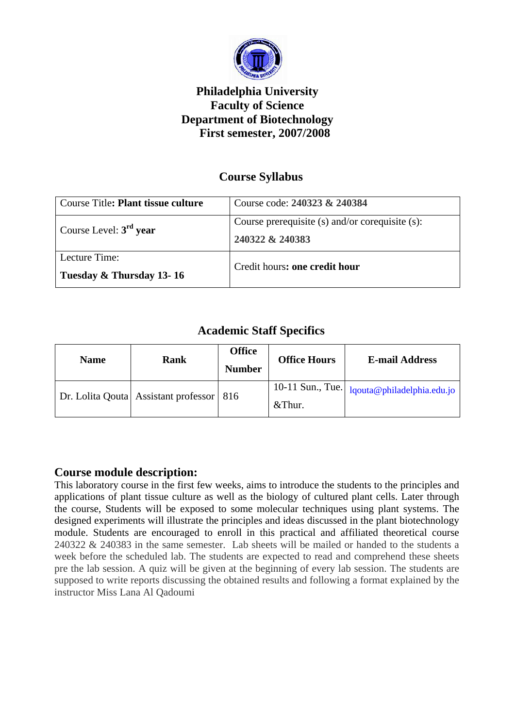# Philadelphia University
## Faculty of Science
## Department of Biotechnology
## First semester, 2007/2008

## Course Syllabus

| Course Title: **Plant tissue culture** | Course code: **240323 & 240384** |
|---|---|
| Course Level: **3rd year** | Course prerequisite (s) and/or corequisite (s): **240322 & 240383** |
| Lecture Time: **Tuesday & Thursday 13- 16** | Credit hours**: one credit hour** |

## Academic Staff Specifics

| Name | Rank | Office Number | Office Hours | E-mail Address |
|---|---|---|---|---|
| Dr. Lolita Qouta | Assistant professor | 816 | 10-11 Sun., Tue. &Thur. | lqouta@philadelphia.edu.jo |

## Course module description:

This laboratory course in the first few weeks, aims to introduce the students to the principles and applications of plant tissue culture as well as the biology of cultured plant cells. Later through the course, Students will be exposed to some molecular techniques using plant systems. The designed experiments will illustrate the principles and ideas discussed in the plant biotechnology module. Students are encouraged to enroll in this practical and affiliated theoretical course 240322 & 240383 in the same semester. Lab sheets will be mailed or handed to the students a week before the scheduled lab. The students are expected to read and comprehend these sheets pre the lab session. A quiz will be given at the beginning of every lab session. The students are supposed to write reports discussing the obtained results and following a format explained by the instructor Miss Lana Al Qadoumi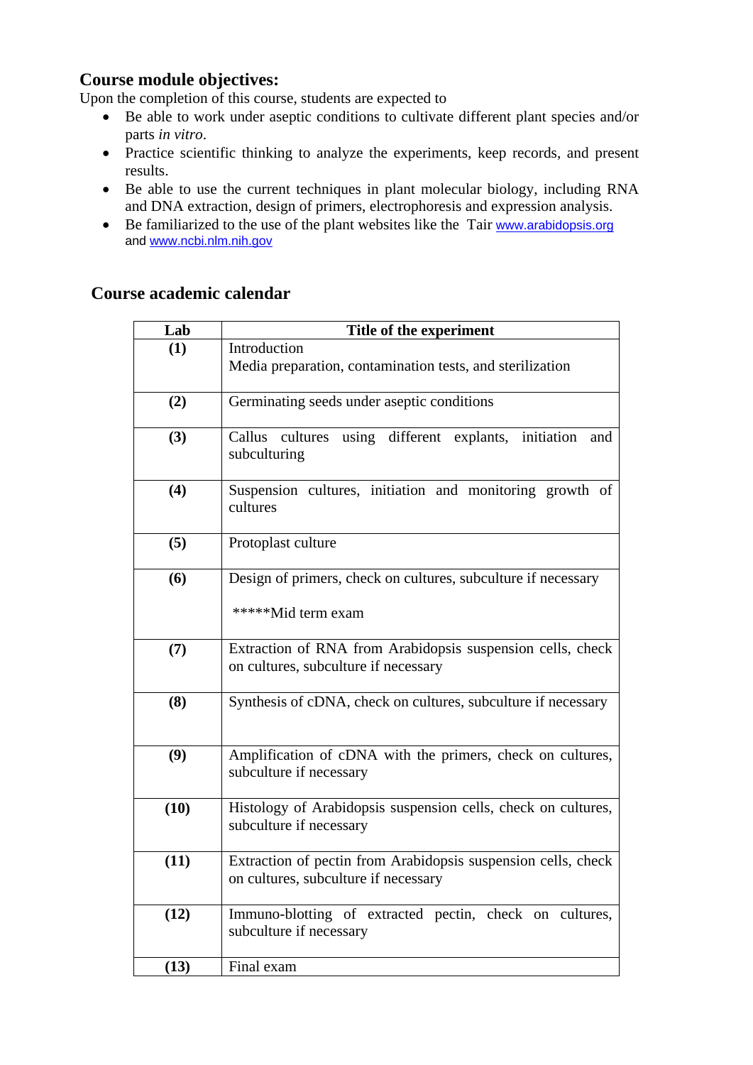## Course module objectives:

Upon the completion of this course, students are expected to

- Be able to work under aseptic conditions to cultivate different plant species and/or parts *in vitro*.
- Practice scientific thinking to analyze the experiments, keep records, and present results.
- Be able to use the current techniques in plant molecular biology, including RNA and DNA extraction, design of primers, electrophoresis and expression analysis.
- Be familiarized to the use of the plant websites like the Tair www.arabidopsis.org and www.ncbi.nlm.nih.gov

## Course academic calendar

| Lab | Title of the experiment |
|---|---|
| **(1)** | Introduction<br>Media preparation, contamination tests, and sterilization |
| **(2)** | Germinating seeds under aseptic conditions |
| **(3)** | Callus cultures using different explants, initiation and subculturing |
| **(4)** | Suspension cultures, initiation and monitoring growth of cultures |
| **(5)** | Protoplast culture |
| **(6)** | Design of primers, check on cultures, subculture if necessary<br><br>*****Mid term exam |
| **(7)** | Extraction of RNA from Arabidopsis suspension cells, check on cultures, subculture if necessary |
| **(8)** | Synthesis of cDNA, check on cultures, subculture if necessary |
| **(9)** | Amplification of cDNA with the primers, check on cultures, subculture if necessary |
| **(10)** | Histology of Arabidopsis suspension cells, check on cultures, subculture if necessary |
| **(11)** | Extraction of pectin from Arabidopsis suspension cells, check on cultures, subculture if necessary |
| **(12)** | Immuno-blotting of extracted pectin, check on cultures, subculture if necessary |
| **(13)** | Final exam |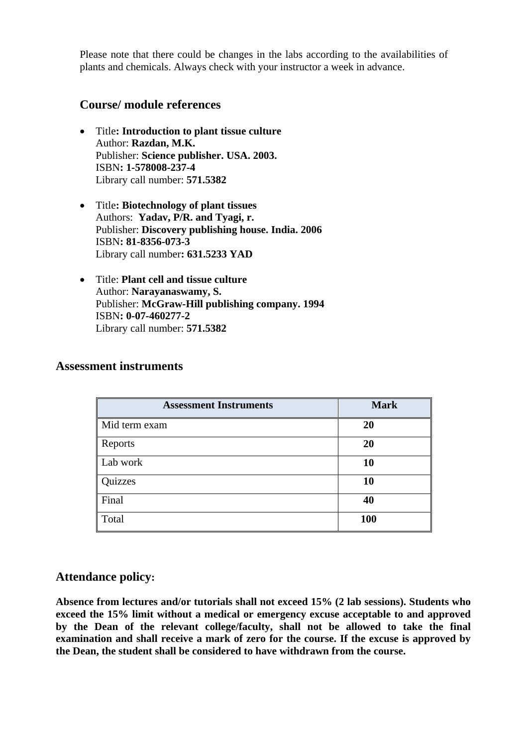Please note that there could be changes in the labs according to the availabilities of plants and chemicals. Always check with your instructor a week in advance.

## Course/ module references

- Title**: Introduction to plant tissue culture**
  Author: **Razdan, M.K.**
  Publisher: **Science publisher. USA. 2003.**
  ISBN**: 1-578008-237-4**
  Library call number: **571.5382**

- Title**: Biotechnology of plant tissues**
  Authors: **Yadav, P/R. and Tyagi, r.**
  Publisher: **Discovery publishing house. India. 2006**
  ISBN**: 81-8356-073-3**
  Library call number**: 631.5233 YAD**

- Title: **Plant cell and tissue culture**
  Author: **Narayanaswamy, S.**
  Publisher: **McGraw-Hill publishing company. 1994**
  ISBN**: 0-07-460277-2**
  Library call number: **571.5382**

## Assessment instruments

| Assessment Instruments | Mark |
|---|---|
| Mid term exam | **20** |
| Reports | **20** |
| Lab work | **10** |
| Quizzes | **10** |
| Final | **40** |
| Total | **100** |

## Attendance policy:

**Absence from lectures and/or tutorials shall not exceed 15% (2 lab sessions). Students who exceed the 15% limit without a medical or emergency excuse acceptable to and approved by the Dean of the relevant college/faculty, shall not be allowed to take the final examination and shall receive a mark of zero for the course. If the excuse is approved by the Dean, the student shall be considered to have withdrawn from the course.**